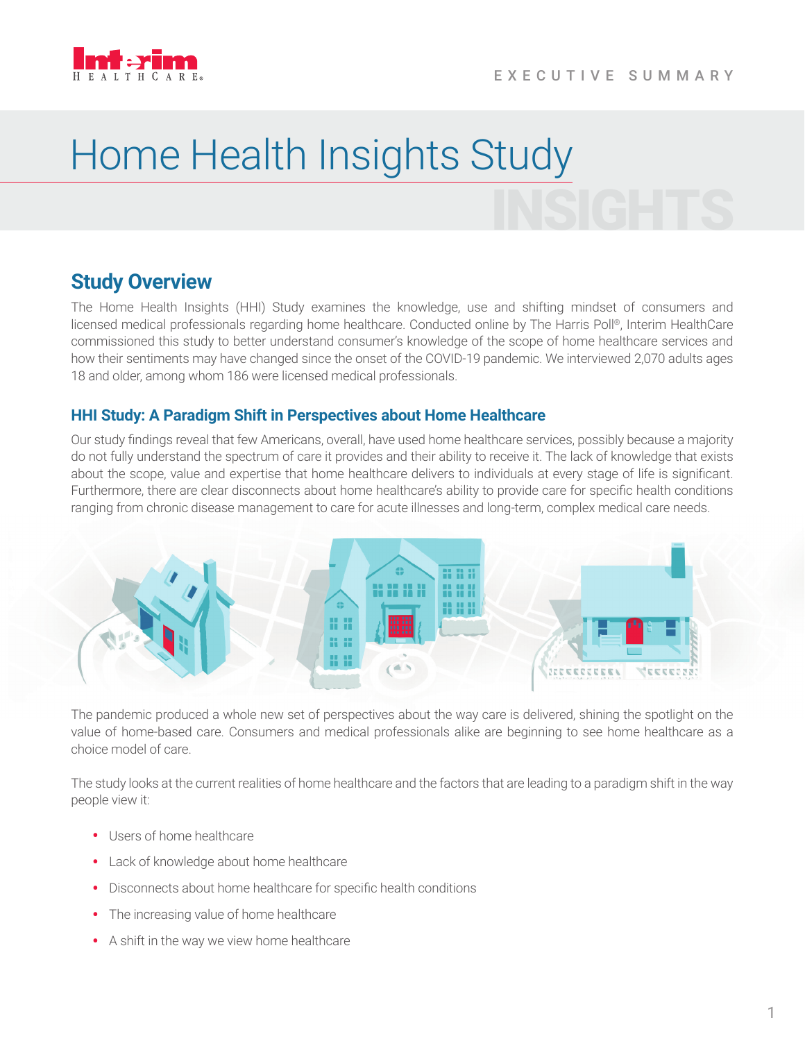EXECUTIVE SUMMARY

# Home Health Insights Study

## Study Overview

The Home Health Insights (HHI) Study examines the knowledge, use and shifting mindset of consumers and licensed medical professionals regarding home healthcare. Conducted online by The Harris Poll®, Interim HealthCare commissioned this study to better understand consumer's knowledge of the scope of home healthcare services and how their sentiments may have changed since the onset of the COVID-19 pandemic. We interviewed 2,070 adults ages 18 and older, among whom 186 were licensed medical professionals.

### HHI Study: A Paradigm Shift in Perspectives about Home Healthcare

Our study findings reveal that few Americans, overall, have used home healthcare services, possibly because a majority do not fully understand the spectrum of care it provides and their ability to receive it. The lack of knowledge that exists about the scope, value and expertise that home healthcare delivers to individuals at every stage of life is significant. Furthermore, there are clear disconnects about home healthcare's ability to provide care for specific health conditions ranging from chronic disease management to care for acute illnesses and long-term, complex medical care needs.

The pandemic produced a whole new set of perspectives about the way care is delivered, shining the spotlight on the value of home-based care. Consumers and medical professionals alike are beginning to see home healthcare as a choice model of care.

The study looks at the current realities of home healthcare and the factors that are leading to a paradigm shift in the way people view it:

- Users of home healthcare
- Lack of knowledge about home healthcare
- Disconnects about home healthcare for specific health conditions
- The increasing value of home healthcare
- A shift in the way we view home healthcare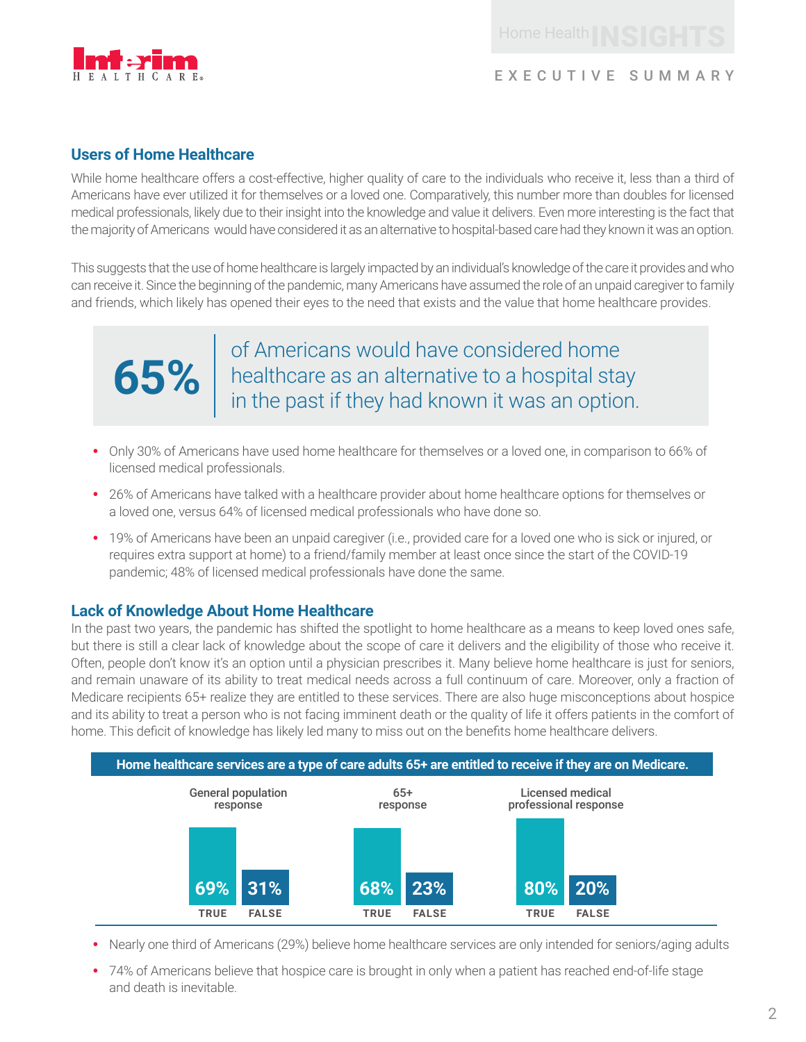## Users of Home Healthcare

While home healthcare offers a cost-effective, higher quality of care to the individuals who receive it, less than a third of Americans have ever utilized it for themselves or a loved one. Comparatively, this number more than doubles for licensed medical professionals, likely due to their insight into the knowledge and value it delivers. Even more interesting is the fact that the majority of Americans would have considered it as an alternative to hospital-based care had they known it was an option.

This suggests that the use of home healthcare is largely impacted by an individual's knowledge of the care it provides and who can receive it. Since the beginning of the pandemic, many Americans have assumed the role of an unpaid caregiver to family and friends, which likely has opened their eyes to the need that exists and the value that home healthcare provides.

> **65%** of Americans would have considered home healthcare as an alternative to a hospital stay in the past if they had known it was an option.

- Only 30% of Americans have used home healthcare for themselves or a loved one, in comparison to 66% of licensed medical professionals.
- 26% of Americans have talked with a healthcare provider about home healthcare options for themselves or a loved one, versus 64% of licensed medical professionals who have done so.
- 19% of Americans have been an unpaid caregiver (i.e., provided care for a loved one who is sick or injured, or requires extra support at home) to a friend/family member at least once since the start of the COVID-19 pandemic; 48% of licensed medical professionals have done the same.

## Lack of Knowledge About Home Healthcare

In the past two years, the pandemic has shifted the spotlight to home healthcare as a means to keep loved ones safe, but there is still a clear lack of knowledge about the scope of care it delivers and the eligibility of those who receive it. Often, people don't know it's an option until a physician prescribes it. Many believe home healthcare is just for seniors, and remain unaware of its ability to treat medical needs across a full continuum of care. Moreover, only a fraction of Medicare recipients 65+ realize they are entitled to these services. There are also huge misconceptions about hospice and its ability to treat a person who is not facing imminent death or the quality of life it offers patients in the comfort of home. This deficit of knowledge has likely led many to miss out on the benefits home healthcare delivers.

**Home healthcare services are a type of care adults 65+ are entitled to receive if they are on Medicare.**

| | General population response | 65+ response | Licensed medical professional response |
|---|---|---|---|
| TRUE | 69% | 68% | 80% |
| FALSE | 31% | 23% | 20% |

- Nearly one third of Americans (29%) believe home healthcare services are only intended for seniors/aging adults
- 74% of Americans believe that hospice care is brought in only when a patient has reached end-of-life stage and death is inevitable.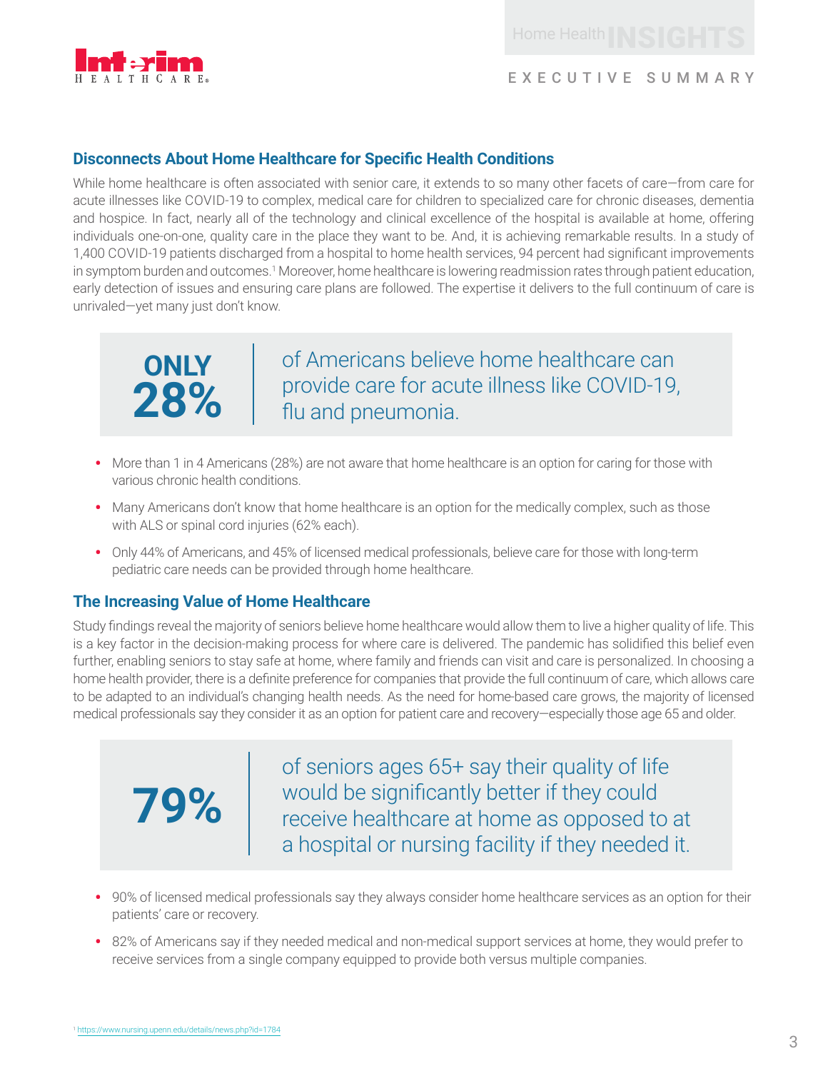## Disconnects About Home Healthcare for Specific Health Conditions

While home healthcare is often associated with senior care, it extends to so many other facets of care—from care for acute illnesses like COVID-19 to complex, medical care for children to specialized care for chronic diseases, dementia and hospice. In fact, nearly all of the technology and clinical excellence of the hospital is available at home, offering individuals one-on-one, quality care in the place they want to be. And, it is achieving remarkable results. In a study of 1,400 COVID-19 patients discharged from a hospital to home health services, 94 percent had significant improvements in symptom burden and outcomes.[1] Moreover, home healthcare is lowering readmission rates through patient education, early detection of issues and ensuring care plans are followed. The expertise it delivers to the full continuum of care is unrivaled—yet many just don't know.

**ONLY 28%** of Americans believe home healthcare can provide care for acute illness like COVID-19, flu and pneumonia.

- More than 1 in 4 Americans (28%) are not aware that home healthcare is an option for caring for those with various chronic health conditions.
- Many Americans don't know that home healthcare is an option for the medically complex, such as those with ALS or spinal cord injuries (62% each).
- Only 44% of Americans, and 45% of licensed medical professionals, believe care for those with long-term pediatric care needs can be provided through home healthcare.

## The Increasing Value of Home Healthcare

Study findings reveal the majority of seniors believe home healthcare would allow them to live a higher quality of life. This is a key factor in the decision-making process for where care is delivered. The pandemic has solidified this belief even further, enabling seniors to stay safe at home, where family and friends can visit and care is personalized. In choosing a home health provider, there is a definite preference for companies that provide the full continuum of care, which allows care to be adapted to an individual's changing health needs. As the need for home-based care grows, the majority of licensed medical professionals say they consider it as an option for patient care and recovery—especially those age 65 and older.

**79%** of seniors ages 65+ say their quality of life would be significantly better if they could receive healthcare at home as opposed to at a hospital or nursing facility if they needed it.

- 90% of licensed medical professionals say they always consider home healthcare services as an option for their patients' care or recovery.
- 82% of Americans say if they needed medical and non-medical support services at home, they would prefer to receive services from a single company equipped to provide both versus multiple companies.

[1] https://www.nursing.upenn.edu/details/news.php?id=1784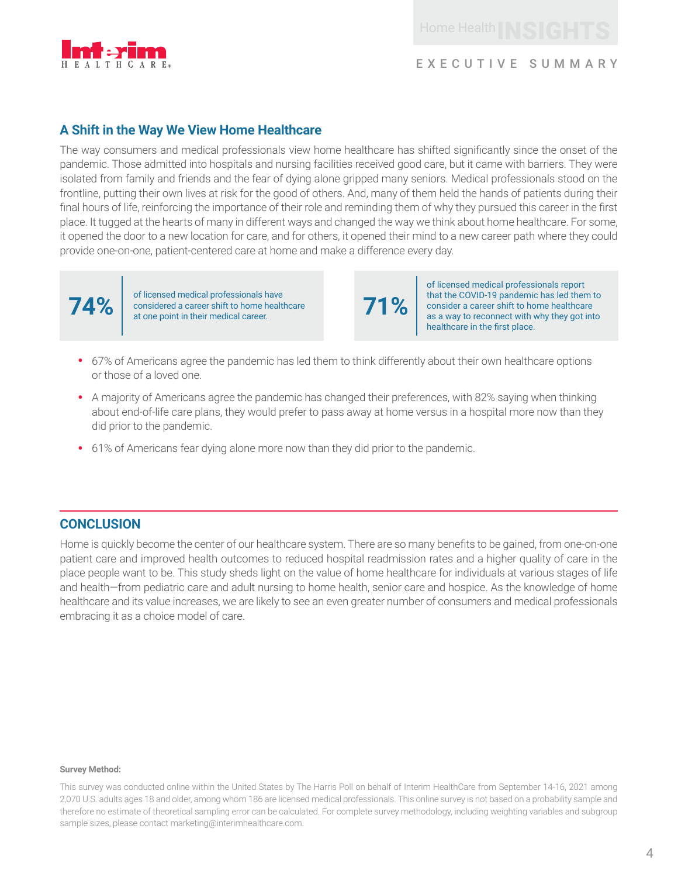## A Shift in the Way We View Home Healthcare

The way consumers and medical professionals view home healthcare has shifted significantly since the onset of the pandemic. Those admitted into hospitals and nursing facilities received good care, but it came with barriers. They were isolated from family and friends and the fear of dying alone gripped many seniors. Medical professionals stood on the frontline, putting their own lives at risk for the good of others. And, many of them held the hands of patients during their final hours of life, reinforcing the importance of their role and reminding them of why they pursued this career in the first place. It tugged at the hearts of many in different ways and changed the way we think about home healthcare. For some, it opened the door to a new location for care, and for others, it opened their mind to a new career path where they could provide one-on-one, patient-centered care at home and make a difference every day.

**74%** of licensed medical professionals have considered a career shift to home healthcare at one point in their medical career.

**71%** of licensed medical professionals report that the COVID-19 pandemic has led them to consider a career shift to home healthcare as a way to reconnect with why they got into healthcare in the first place.

- 67% of Americans agree the pandemic has led them to think differently about their own healthcare options or those of a loved one.
- A majority of Americans agree the pandemic has changed their preferences, with 82% saying when thinking about end-of-life care plans, they would prefer to pass away at home versus in a hospital more now than they did prior to the pandemic.
- 61% of Americans fear dying alone more now than they did prior to the pandemic.

## CONCLUSION

Home is quickly become the center of our healthcare system. There are so many benefits to be gained, from one-on-one patient care and improved health outcomes to reduced hospital readmission rates and a higher quality of care in the place people want to be. This study sheds light on the value of home healthcare for individuals at various stages of life and health—from pediatric care and adult nursing to home health, senior care and hospice. As the knowledge of home healthcare and its value increases, we are likely to see an even greater number of consumers and medical professionals embracing it as a choice model of care.

**Survey Method:**

This survey was conducted online within the United States by The Harris Poll on behalf of Interim HealthCare from September 14-16, 2021 among 2,070 U.S. adults ages 18 and older, among whom 186 are licensed medical professionals. This online survey is not based on a probability sample and therefore no estimate of theoretical sampling error can be calculated. For complete survey methodology, including weighting variables and subgroup sample sizes, please contact marketing@interimhealthcare.com.